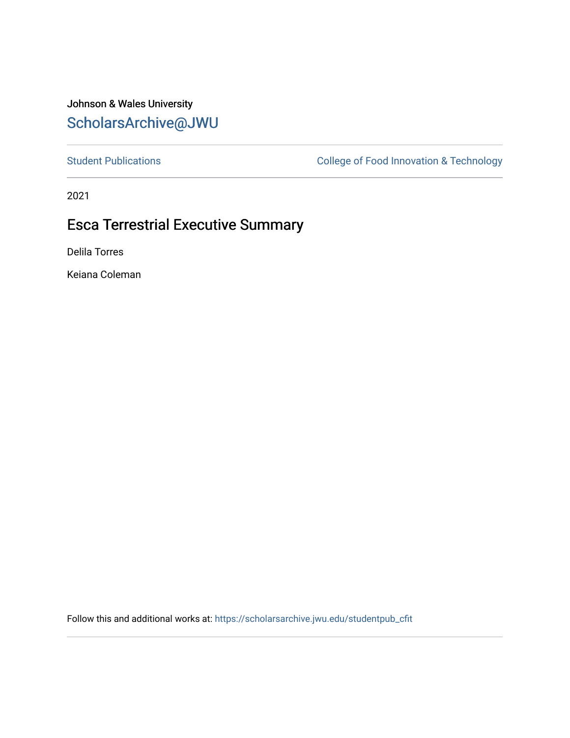Johnson & Wales University

ScholarsArchive@JWU

Student Publications | College of Food Innovation & Technology

2021

# Esca Terrestrial Executive Summary

Delila Torres

Keiana Coleman

Follow this and additional works at: https://scholarsarchive.jwu.edu/studentpub_cfit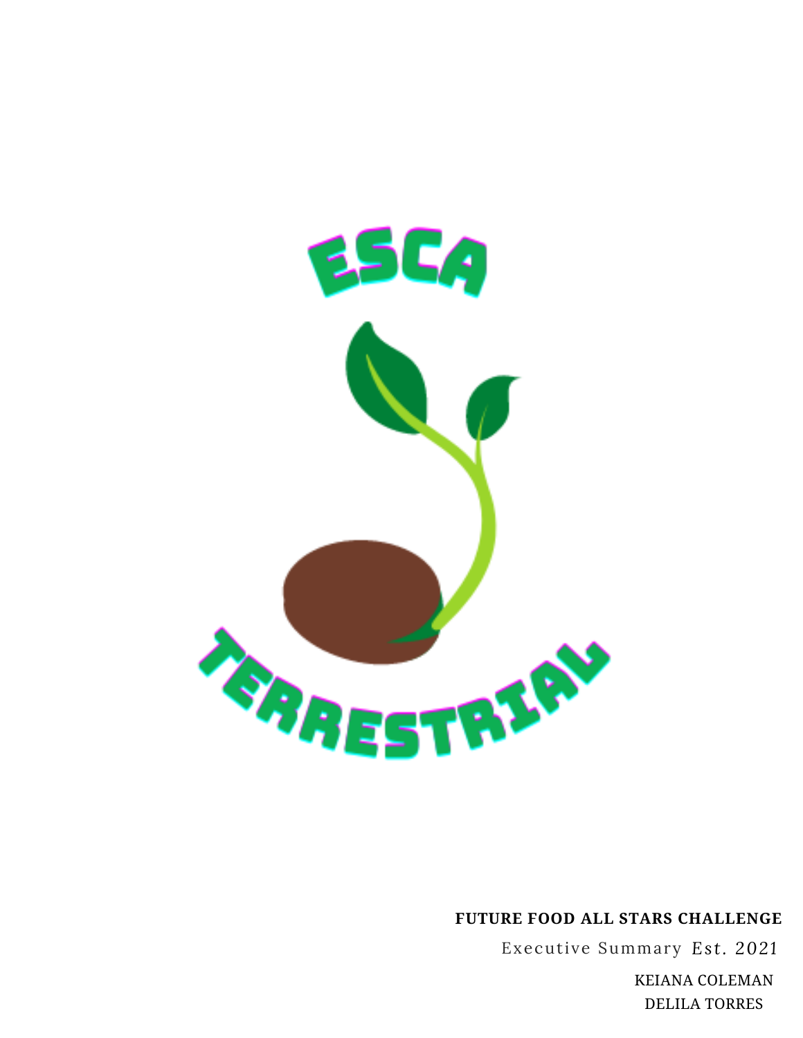# ESCA TERRESTRIAL

**FUTURE FOOD ALL STARS CHALLENGE**

Executive Summary *Est. 2021*

KEIANA COLEMAN

DELILA TORRES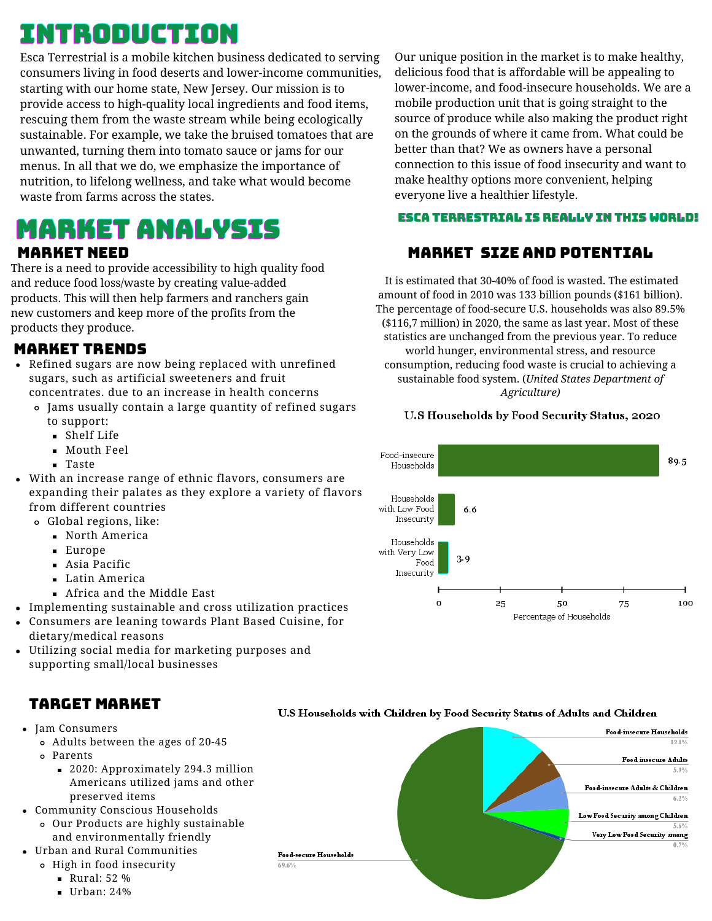# Introduction

Esca Terrestrial is a mobile kitchen business dedicated to serving consumers living in food deserts and lower-income communities, starting with our home state, New Jersey. Our mission is to provide access to high-quality local ingredients and food items, rescuing them from the waste stream while being ecologically sustainable. For example, we take the bruised tomatoes that are unwanted, turning them into tomato sauce or jams for our menus. In all that we do, we emphasize the importance of nutrition, to lifelong wellness, and take what would become waste from farms across the states.

Our unique position in the market is to make healthy, delicious food that is affordable will be appealing to lower-income, and food-insecure households. We are a mobile production unit that is going straight to the source of produce while also making the product right on the grounds of where it came from. What could be better than that? We as owners have a personal connection to this issue of food insecurity and want to make healthy options more convenient, helping everyone live a healthier lifestyle.

**Esca Terrestrial is really in this world!**

# Market Analysis

## Market Need

There is a need to provide accessibility to high quality food and reduce food loss/waste by creating value-added products. This will then help farmers and ranchers gain new customers and keep more of the profits from the products they produce.

## Market Trends

- Refined sugars are now being replaced with unrefined sugars, such as artificial sweeteners and fruit concentrates. due to an increase in health concerns
  - Jams usually contain a large quantity of refined sugars to support:
    - Shelf Life
    - Mouth Feel
    - Taste
- With an increase range of ethnic flavors, consumers are expanding their palates as they explore a variety of flavors from different countries
  - Global regions, like:
    - North America
    - Europe
    - Asia Pacific
    - Latin America
    - Africa and the Middle East
- Implementing sustainable and cross utilization practices
- Consumers are leaning towards Plant Based Cuisine, for dietary/medical reasons
- Utilizing social media for marketing purposes and supporting small/local businesses

## Market Size and Potential

It is estimated that 30-40% of food is wasted. The estimated amount of food in 2010 was 133 billion pounds ($161 billion). The percentage of food-secure U.S. households was also 89.5% ($116,7 million) in 2020, the same as last year. Most of these statistics are unchanged from the previous year. To reduce world hunger, environmental stress, and resource consumption, reducing food waste is crucial to achieving a sustainable food system. (*United States Department of Agriculture)*

**U.S Households by Food Security Status, 2020**

| Category | Percentage of Households |
|---|---|
| Food-insecure Households | 89.5 |
| Households with Low Food Insecurity | 6.6 |
| Households with Very Low Food Insecurity | 3.9 |

## Target Market

- Jam Consumers
  - Adults between the ages of 20-45
  - Parents
    - 2020: Approximately 294.3 million Americans utilized jams and other preserved items
- Community Conscious Households
  - Our Products are highly sustainable and environmentally friendly
- Urban and Rural Communities
  - High in food insecurity
    - Rural: 52 %
    - Urban: 24%

**U.S Households with Children by Food Security Status of Adults and Children**

| Category | Percentage |
|---|---|
| Food-insecure Households | 12.1% |
| Food insecure Adults | 5.9% |
| Food-insecure Adults & Children | 6.2% |
| Low Food Security among Children | 5.6% |
| Very Low Food Security among | 0.7% |
| Food-secure Households | 69.6% |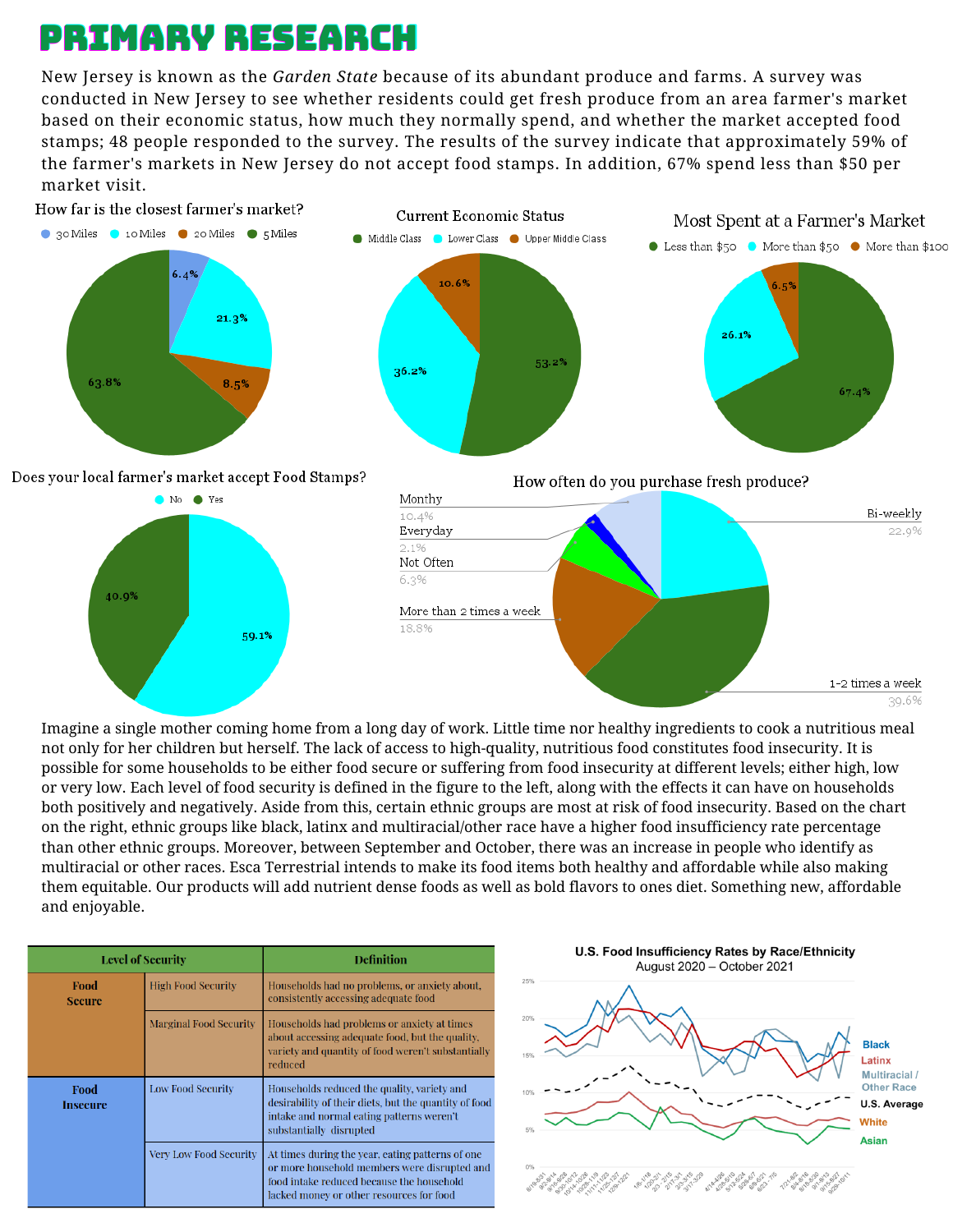# PRIMARY RESEARCH

New Jersey is known as the *Garden State* because of its abundant produce and farms. A survey was conducted in New Jersey to see whether residents could get fresh produce from an area farmer's market based on their economic status, how much they normally spend, and whether the market accepted food stamps; 48 people responded to the survey. The results of the survey indicate that approximately 59% of the farmer's markets in New Jersey do not accept food stamps. In addition, 67% spend less than $50 per market visit.

How far is the closest farmer's market?

30 Miles 6.4% · 10 Miles 21.3% · 20 Miles 8.5% · 5 Miles 63.8%

Current Economic Status

Middle Class 53.2% · Lower Class 36.2% · Upper Middle Class 10.6%

Most Spent at a Farmer's Market

Less than $50 67.4% · More than $50 26.1% · More than $100 6.5%

Does your local farmer's market accept Food Stamps?

No 59.1% · Yes 40.9%

How often do you purchase fresh produce?

Monthy 10.4% · Everyday 2.1% · Not Often 6.3% · More than 2 times a week 18.8% · Bi-weekly 22.9% · 1-2 times a week 39.6%

Imagine a single mother coming home from a long day of work. Little time nor healthy ingredients to cook a nutritious meal not only for her children but herself. The lack of access to high-quality, nutritious food constitutes food insecurity. It is possible for some households to be either food secure or suffering from food insecurity at different levels; either high, low or very low. Each level of food security is defined in the figure to the left, along with the effects it can have on households both positively and negatively. Aside from this, certain ethnic groups are most at risk of food insecurity. Based on the chart on the right, ethnic groups like black, latinx and multiracial/other race have a higher food insufficiency rate percentage than other ethnic groups. Moreover, between September and October, there was an increase in people who identify as multiracial or other races. Esca Terrestrial intends to make its food items both healthy and affordable while also making them equitable. Our products will add nutrient dense foods as well as bold flavors to ones diet. Something new, affordable and enjoyable.

| Level of Security | | Definition |
|---|---|---|
| Food Secure | High Food Security | Households had no problems, or anxiety about, consistently accessing adequate food |
| | Marginal Food Security | Households had problems or anxiety at times about accessing adequate food, but the quality, variety and quantity of food weren't substantially reduced |
| Food Insecure | Low Food Security | Households reduced the quality, variety and desirability of their diets, but the quantity of food intake and normal eating patterns weren't substantially disrupted |
| | Very Low Food Security | At times during the year, eating patterns of one or more household members were disrupted and food intake reduced because the household lacked money or other resources for food |

U.S. Food Insufficiency Rates by Race/Ethnicity
August 2020 – October 2021

Black · Latinx · Multiracial / Other Race · U.S. Average · White · Asian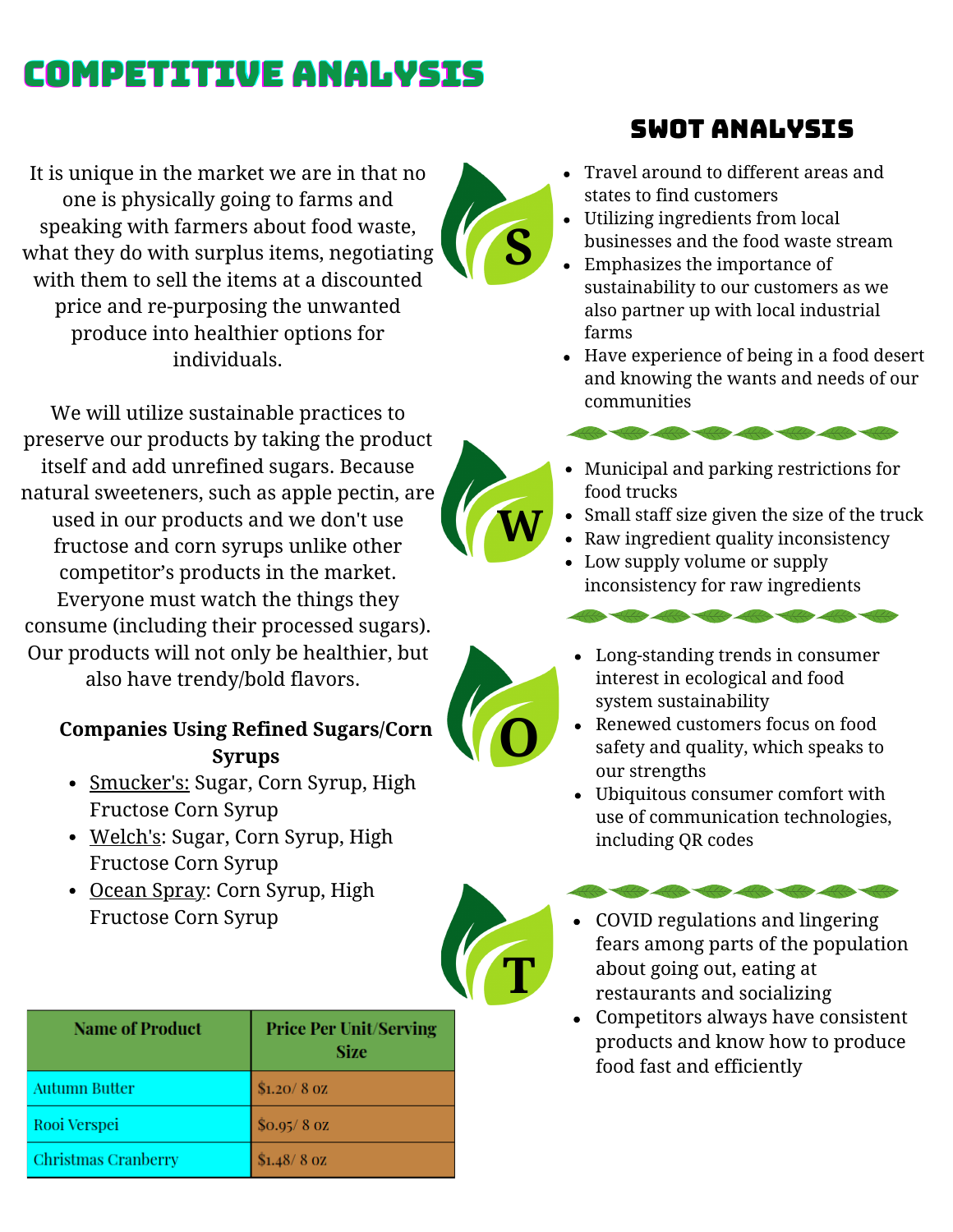# COMPETITIVE ANALYSIS

It is unique in the market we are in that no one is physically going to farms and speaking with farmers about food waste, what they do with surplus items, negotiating with them to sell the items at a discounted price and re-purposing the unwanted produce into healthier options for individuals.

We will utilize sustainable practices to preserve our products by taking the product itself and add unrefined sugars. Because natural sweeteners, such as apple pectin, are used in our products and we don't use fructose and corn syrups unlike other competitor's products in the market. Everyone must watch the things they consume (including their processed sugars). Our products will not only be healthier, but also have trendy/bold flavors.

**Companies Using Refined Sugars/Corn Syrups**

- Smucker's: Sugar, Corn Syrup, High Fructose Corn Syrup
- Welch's: Sugar, Corn Syrup, High Fructose Corn Syrup
- Ocean Spray: Corn Syrup, High Fructose Corn Syrup

| Name of Product | Price Per Unit/Serving Size |
|---|---|
| Autumn Butter | $1.20/ 8 oz |
| Rooi Verspei | $0.95/ 8 oz |
| Christmas Cranberry | $1.48/ 8 oz |

## SWOT ANALYSIS

**S**

- Travel around to different areas and states to find customers
- Utilizing ingredients from local businesses and the food waste stream
- Emphasizes the importance of sustainability to our customers as we also partner up with local industrial farms
- Have experience of being in a food desert and knowing the wants and needs of our communities

**W**

- Municipal and parking restrictions for food trucks
- Small staff size given the size of the truck
- Raw ingredient quality inconsistency
- Low supply volume or supply inconsistency for raw ingredients

**O**

- Long-standing trends in consumer interest in ecological and food system sustainability
- Renewed customers focus on food safety and quality, which speaks to our strengths
- Ubiquitous consumer comfort with use of communication technologies, including QR codes

**T**

- COVID regulations and lingering fears among parts of the population about going out, eating at restaurants and socializing
- Competitors always have consistent products and know how to produce food fast and efficiently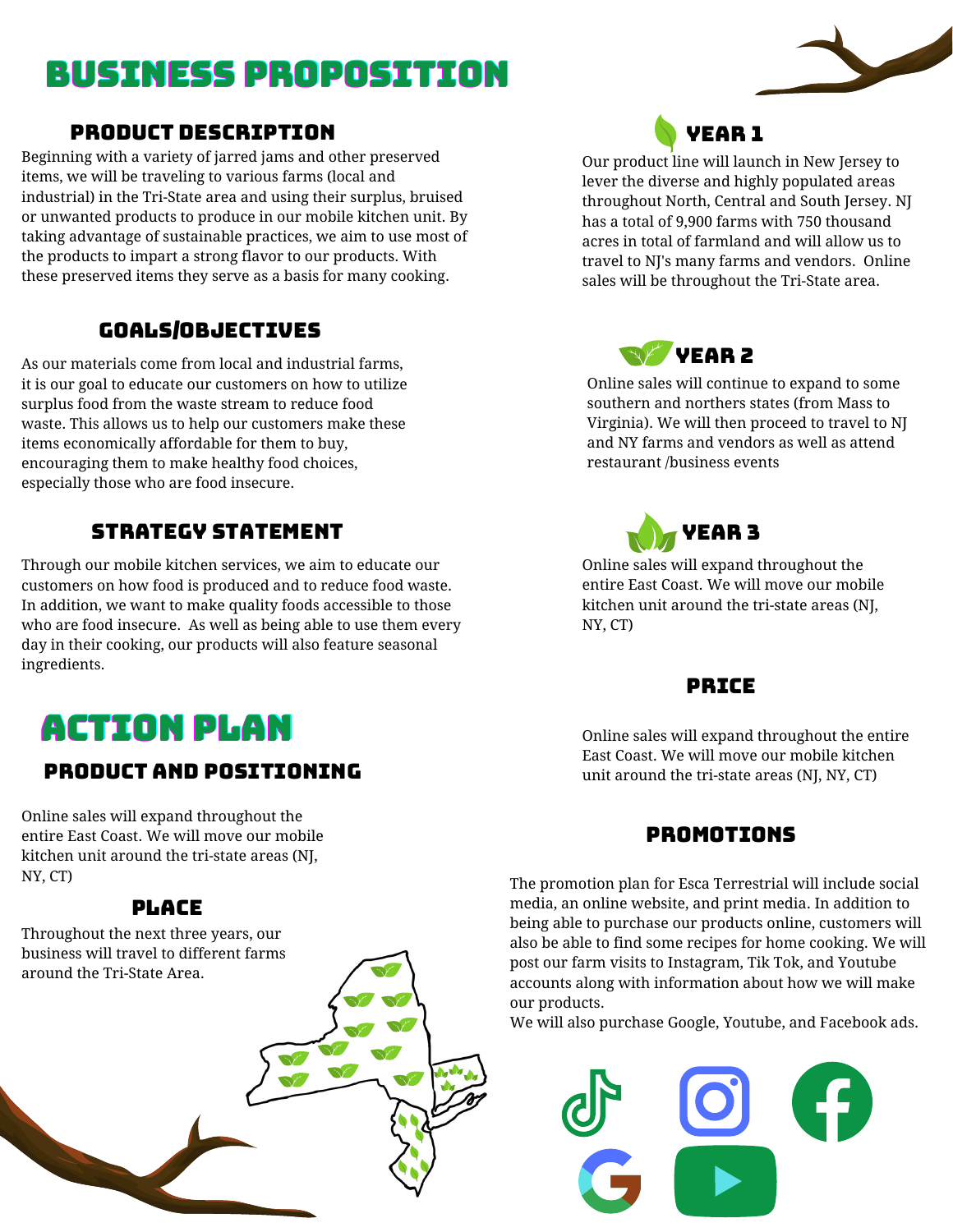# Business Proposition

## Product Description

Beginning with a variety of jarred jams and other preserved items, we will be traveling to various farms (local and industrial) in the Tri-State area and using their surplus, bruised or unwanted products to produce in our mobile kitchen unit. By taking advantage of sustainable practices, we aim to use most of the products to impart a strong flavor to our products. With these preserved items they serve as a basis for many cooking.

## Goals/Objectives

As our materials come from local and industrial farms, it is our goal to educate our customers on how to utilize surplus food from the waste stream to reduce food waste. This allows us to help our customers make these items economically affordable for them to buy, encouraging them to make healthy food choices, especially those who are food insecure.

## Strategy Statement

Through our mobile kitchen services, we aim to educate our customers on how food is produced and to reduce food waste. In addition, we want to make quality foods accessible to those who are food insecure. As well as being able to use them every day in their cooking, our products will also feature seasonal ingredients.

## Year 1

Our product line will launch in New Jersey to lever the diverse and highly populated areas throughout North, Central and South Jersey. NJ has a total of 9,900 farms with 750 thousand acres in total of farmland and will allow us to travel to NJ's many farms and vendors. Online sales will be throughout the Tri-State area.

## Year 2

Online sales will continue to expand to some southern and northers states (from Mass to Virginia). We will then proceed to travel to NJ and NY farms and vendors as well as attend restaurant /business events

## Year 3

Online sales will expand throughout the entire East Coast. We will move our mobile kitchen unit around the tri-state areas (NJ, NY, CT)

# Action Plan

## Product and Positioning

Online sales will expand throughout the entire East Coast. We will move our mobile kitchen unit around the tri-state areas (NJ, NY, CT)

## Place

Throughout the next three years, our business will travel to different farms around the Tri-State Area.

## Price

Online sales will expand throughout the entire East Coast. We will move our mobile kitchen unit around the tri-state areas (NJ, NY, CT)

## Promotions

The promotion plan for Esca Terrestrial will include social media, an online website, and print media. In addition to being able to purchase our products online, customers will also be able to find some recipes for home cooking. We will post our farm visits to Instagram, Tik Tok, and Youtube accounts along with information about how we will make our products.

We will also purchase Google, Youtube, and Facebook ads.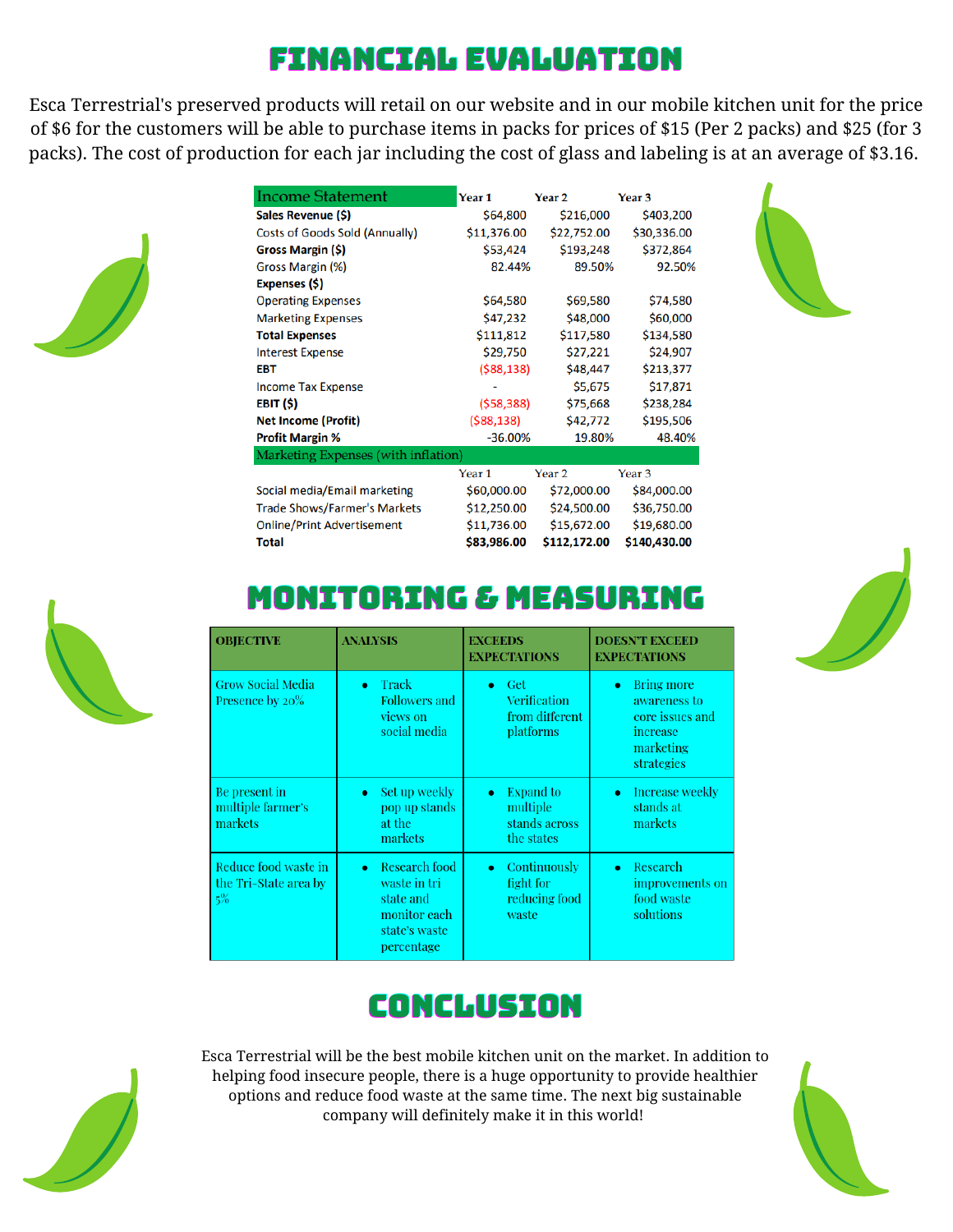# FINANCIAL EVALUATION

Esca Terrestrial's preserved products will retail on our website and in our mobile kitchen unit for the price of $6 for the customers will be able to purchase items in packs for prices of $15 (Per 2 packs) and $25 (for 3 packs). The cost of production for each jar including the cost of glass and labeling is at an average of $3.16.

| Income Statement | Year 1 | Year 2 | Year 3 |
|---|---|---|---|
| **Sales Revenue ($)** | $64,800 | $216,000 | $403,200 |
| Costs of Goods Sold (Annually) | $11,376.00 | $22,752.00 | $30,336.00 |
| **Gross Margin ($)** | $53,424 | $193,248 | $372,864 |
| Gross Margin (%) | 82.44% | 89.50% | 92.50% |
| **Expenses ($)** | | | |
| Operating Expenses | $64,580 | $69,580 | $74,580 |
| Marketing Expenses | $47,232 | $48,000 | $60,000 |
| **Total Expenses** | $111,812 | $117,580 | $134,580 |
| Interest Expense | $29,750 | $27,221 | $24,907 |
| **EBT** | ($88,138) | $48,447 | $213,377 |
| Income Tax Expense | - | $5,675 | $17,871 |
| **EBIT ($)** | ($58,388) | $75,668 | $238,284 |
| **Net Income (Profit)** | ($88,138) | $42,772 | $195,506 |
| **Profit Margin %** | -36.00% | 19.80% | 48.40% |

| Marketing Expenses (with inflation) | Year 1 | Year 2 | Year 3 |
|---|---|---|---|
| Social media/Email marketing | $60,000.00 | $72,000.00 | $84,000.00 |
| Trade Shows/Farmer's Markets | $12,250.00 | $24,500.00 | $36,750.00 |
| Online/Print Advertisement | $11,736.00 | $15,672.00 | $19,680.00 |
| **Total** | **$83,986.00** | **$112,172.00** | **$140,430.00** |

# MONITORING & MEASURING

| OBJECTIVE | ANALYSIS | EXCEEDS EXPECTATIONS | DOESN'T EXCEED EXPECTATIONS |
|---|---|---|---|
| Grow Social Media Presence by 20% | • Track Followers and views on social media | • Get Verification from different platforms | • Bring more awareness to core issues and increase marketing strategies |
| Be present in multiple farmer's markets | • Set up weekly pop up stands at the markets | • Expand to multiple stands across the states | • Increase weekly stands at markets |
| Reduce food waste in the Tri-State area by 5% | • Research food waste in tri state and monitor each state's waste percentage | • Continuously fight for reducing food waste | • Research improvements on food waste solutions |

# CONCLUSION

Esca Terrestrial will be the best mobile kitchen unit on the market. In addition to helping food insecure people, there is a huge opportunity to provide healthier options and reduce food waste at the same time. The next big sustainable company will definitely make it in this world!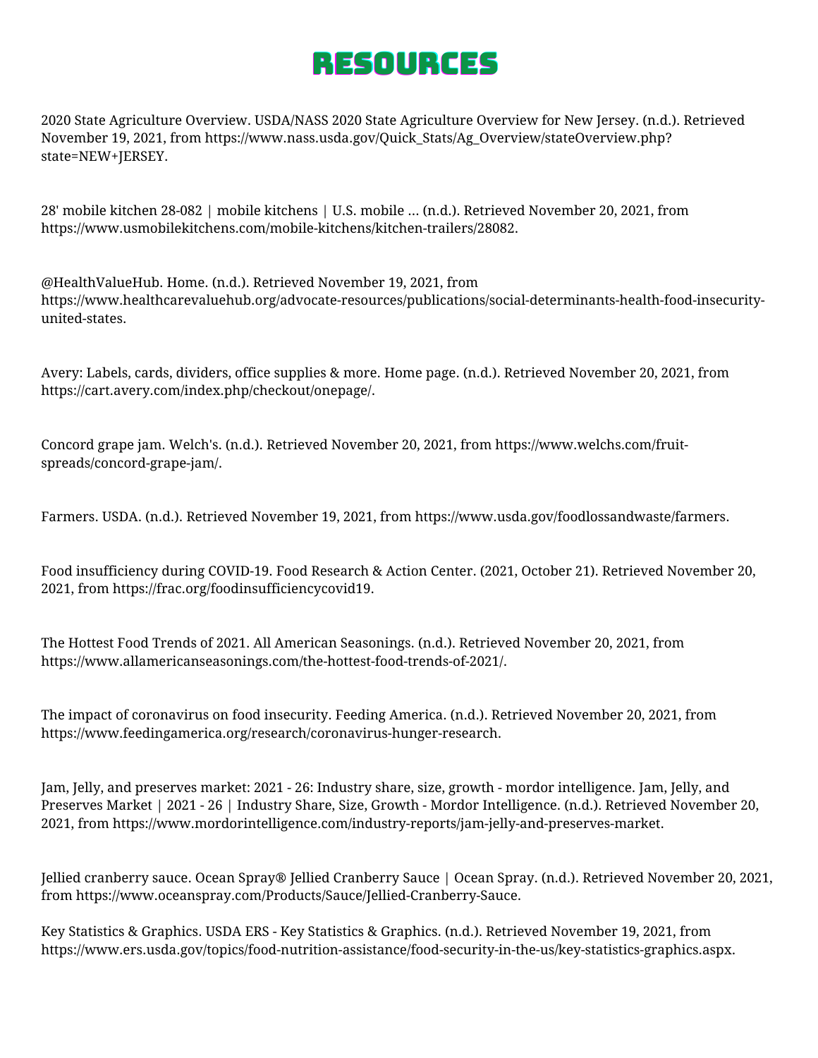# RESOURCES

2020 State Agriculture Overview. USDA/NASS 2020 State Agriculture Overview for New Jersey. (n.d.). Retrieved November 19, 2021, from https://www.nass.usda.gov/Quick_Stats/Ag_Overview/stateOverview.php?state=NEW+JERSEY.

28' mobile kitchen 28-082 | mobile kitchens | U.S. mobile ... (n.d.). Retrieved November 20, 2021, from https://www.usmobilekitchens.com/mobile-kitchens/kitchen-trailers/28082.

@HealthValueHub. Home. (n.d.). Retrieved November 19, 2021, from https://www.healthcarevaluehub.org/advocate-resources/publications/social-determinants-health-food-insecurity-united-states.

Avery: Labels, cards, dividers, office supplies & more. Home page. (n.d.). Retrieved November 20, 2021, from https://cart.avery.com/index.php/checkout/onepage/.

Concord grape jam. Welch's. (n.d.). Retrieved November 20, 2021, from https://www.welchs.com/fruit-spreads/concord-grape-jam/.

Farmers. USDA. (n.d.). Retrieved November 19, 2021, from https://www.usda.gov/foodlossandwaste/farmers.

Food insufficiency during COVID-19. Food Research & Action Center. (2021, October 21). Retrieved November 20, 2021, from https://frac.org/foodinsufficiencycovid19.

The Hottest Food Trends of 2021. All American Seasonings. (n.d.). Retrieved November 20, 2021, from https://www.allamericanseasonings.com/the-hottest-food-trends-of-2021/.

The impact of coronavirus on food insecurity. Feeding America. (n.d.). Retrieved November 20, 2021, from https://www.feedingamerica.org/research/coronavirus-hunger-research.

Jam, Jelly, and preserves market: 2021 - 26: Industry share, size, growth - mordor intelligence. Jam, Jelly, and Preserves Market | 2021 - 26 | Industry Share, Size, Growth - Mordor Intelligence. (n.d.). Retrieved November 20, 2021, from https://www.mordorintelligence.com/industry-reports/jam-jelly-and-preserves-market.

Jellied cranberry sauce. Ocean Spray® Jellied Cranberry Sauce | Ocean Spray. (n.d.). Retrieved November 20, 2021, from https://www.oceanspray.com/Products/Sauce/Jellied-Cranberry-Sauce.

Key Statistics & Graphics. USDA ERS - Key Statistics & Graphics. (n.d.). Retrieved November 19, 2021, from https://www.ers.usda.gov/topics/food-nutrition-assistance/food-security-in-the-us/key-statistics-graphics.aspx.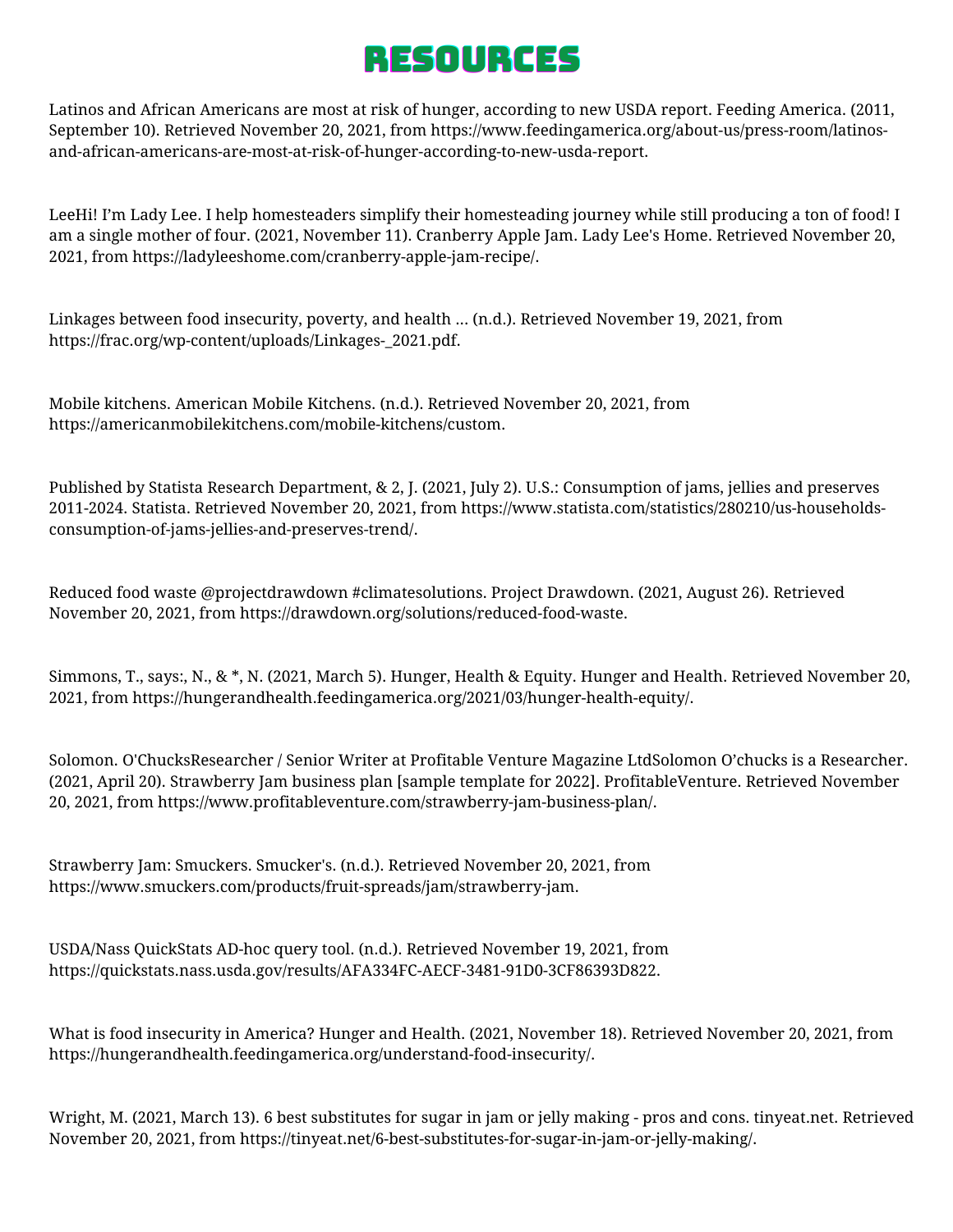# RESOURCES

Latinos and African Americans are most at risk of hunger, according to new USDA report. Feeding America. (2011, September 10). Retrieved November 20, 2021, from https://www.feedingamerica.org/about-us/press-room/latinos-and-african-americans-are-most-at-risk-of-hunger-according-to-new-usda-report.

LeeHi! I'm Lady Lee. I help homesteaders simplify their homesteading journey while still producing a ton of food! I am a single mother of four. (2021, November 11). Cranberry Apple Jam. Lady Lee's Home. Retrieved November 20, 2021, from https://ladyleeshome.com/cranberry-apple-jam-recipe/.

Linkages between food insecurity, poverty, and health ... (n.d.). Retrieved November 19, 2021, from https://frac.org/wp-content/uploads/Linkages-_2021.pdf.

Mobile kitchens. American Mobile Kitchens. (n.d.). Retrieved November 20, 2021, from https://americanmobilekitchens.com/mobile-kitchens/custom.

Published by Statista Research Department, & 2, J. (2021, July 2). U.S.: Consumption of jams, jellies and preserves 2011-2024. Statista. Retrieved November 20, 2021, from https://www.statista.com/statistics/280210/us-households-consumption-of-jams-jellies-and-preserves-trend/.

Reduced food waste @projectdrawdown #climatesolutions. Project Drawdown. (2021, August 26). Retrieved November 20, 2021, from https://drawdown.org/solutions/reduced-food-waste.

Simmons, T., says:, N., & *, N. (2021, March 5). Hunger, Health & Equity. Hunger and Health. Retrieved November 20, 2021, from https://hungerandhealth.feedingamerica.org/2021/03/hunger-health-equity/.

Solomon. O'ChucksResearcher / Senior Writer at Profitable Venture Magazine LtdSolomon O'chucks is a Researcher. (2021, April 20). Strawberry Jam business plan [sample template for 2022]. ProfitableVenture. Retrieved November 20, 2021, from https://www.profitableventure.com/strawberry-jam-business-plan/.

Strawberry Jam: Smuckers. Smucker's. (n.d.). Retrieved November 20, 2021, from https://www.smuckers.com/products/fruit-spreads/jam/strawberry-jam.

USDA/Nass QuickStats AD-hoc query tool. (n.d.). Retrieved November 19, 2021, from https://quickstats.nass.usda.gov/results/AFA334FC-AECF-3481-91D0-3CF86393D822.

What is food insecurity in America? Hunger and Health. (2021, November 18). Retrieved November 20, 2021, from https://hungerandhealth.feedingamerica.org/understand-food-insecurity/.

Wright, M. (2021, March 13). 6 best substitutes for sugar in jam or jelly making - pros and cons. tinyeat.net. Retrieved November 20, 2021, from https://tinyeat.net/6-best-substitutes-for-sugar-in-jam-or-jelly-making/.